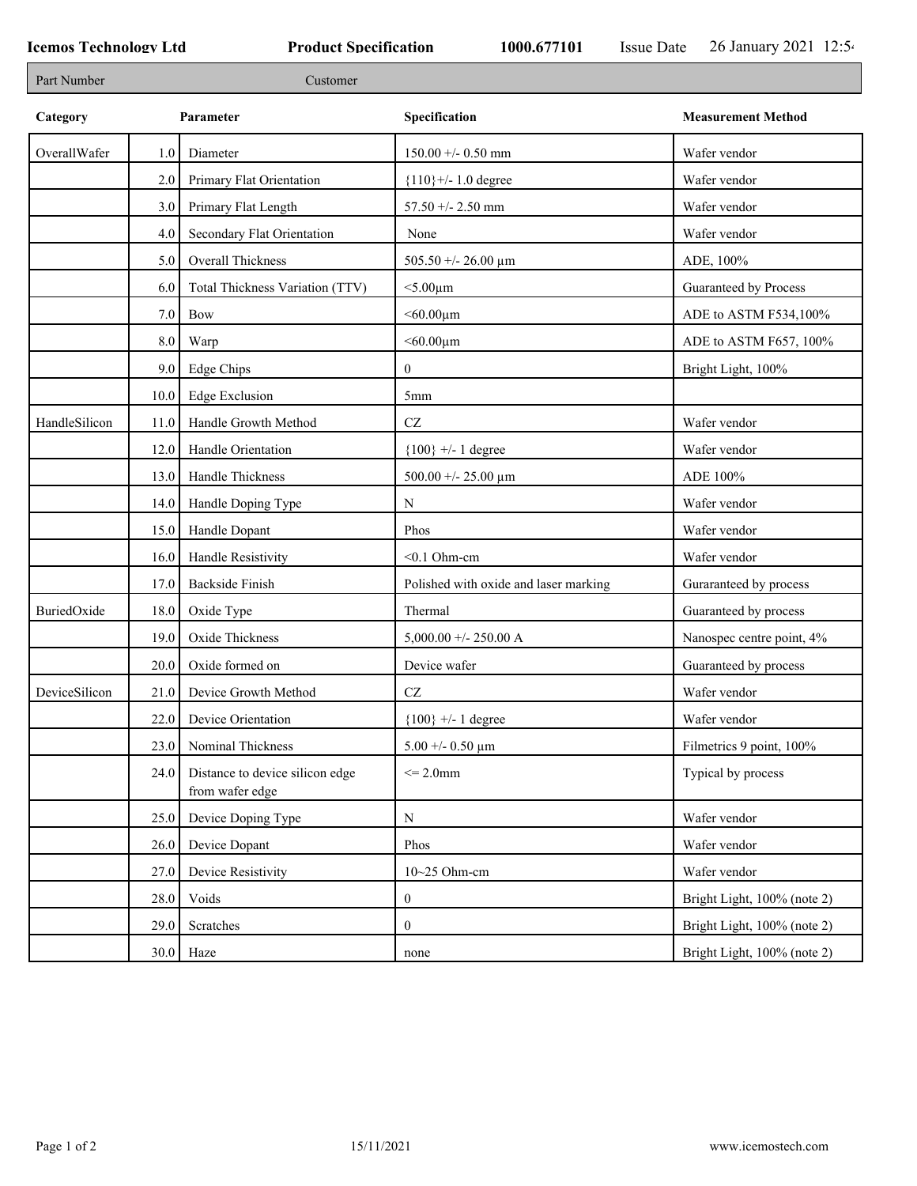**Icemos Technology Ltd** **Product Specification** **1000.677101** Issue Date 26 January 2021 12:5

| Part Number | | Customer | |
|---|---|---|---|

| Category | Parameter | | Specification | Measurement Method |
|---|---|---|---|---|
| OverallWafer | 1.0 | Diameter | 150.00 +/- 0.50 mm | Wafer vendor |
| | 2.0 | Primary Flat Orientation | {110}+/- 1.0 degree | Wafer vendor |
| | 3.0 | Primary Flat Length | 57.50 +/- 2.50 mm | Wafer vendor |
| | 4.0 | Secondary Flat Orientation | None | Wafer vendor |
| | 5.0 | Overall Thickness | 505.50 +/- 26.00 µm | ADE, 100% |
| | 6.0 | Total Thickness Variation (TTV) | <5.00µm | Guaranteed by Process |
| | 7.0 | Bow | <60.00µm | ADE to ASTM F534,100% |
| | 8.0 | Warp | <60.00µm | ADE to ASTM F657, 100% |
| | 9.0 | Edge Chips | 0 | Bright Light, 100% |
| | 10.0 | Edge Exclusion | 5mm | |
| HandleSilicon | 11.0 | Handle Growth Method | CZ | Wafer vendor |
| | 12.0 | Handle Orientation | {100} +/- 1 degree | Wafer vendor |
| | 13.0 | Handle Thickness | 500.00 +/- 25.00 µm | ADE 100% |
| | 14.0 | Handle Doping Type | N | Wafer vendor |
| | 15.0 | Handle Dopant | Phos | Wafer vendor |
| | 16.0 | Handle Resistivity | <0.1 Ohm-cm | Wafer vendor |
| | 17.0 | Backside Finish | Polished with oxide and laser marking | Guraranteed by process |
| BuriedOxide | 18.0 | Oxide Type | Thermal | Guaranteed by process |
| | 19.0 | Oxide Thickness | 5,000.00 +/- 250.00 A | Nanospec centre point, 4% |
| | 20.0 | Oxide formed on | Device wafer | Guaranteed by process |
| DeviceSilicon | 21.0 | Device Growth Method | CZ | Wafer vendor |
| | 22.0 | Device Orientation | {100} +/- 1 degree | Wafer vendor |
| | 23.0 | Nominal Thickness | 5.00 +/- 0.50 µm | Filmetrics 9 point, 100% |
| | 24.0 | Distance to device silicon edge from wafer edge | <= 2.0mm | Typical by process |
| | 25.0 | Device Doping Type | N | Wafer vendor |
| | 26.0 | Device Dopant | Phos | Wafer vendor |
| | 27.0 | Device Resistivity | 10~25 Ohm-cm | Wafer vendor |
| | 28.0 | Voids | 0 | Bright Light, 100% (note 2) |
| | 29.0 | Scratches | 0 | Bright Light, 100% (note 2) |
| | 30.0 | Haze | none | Bright Light, 100% (note 2) |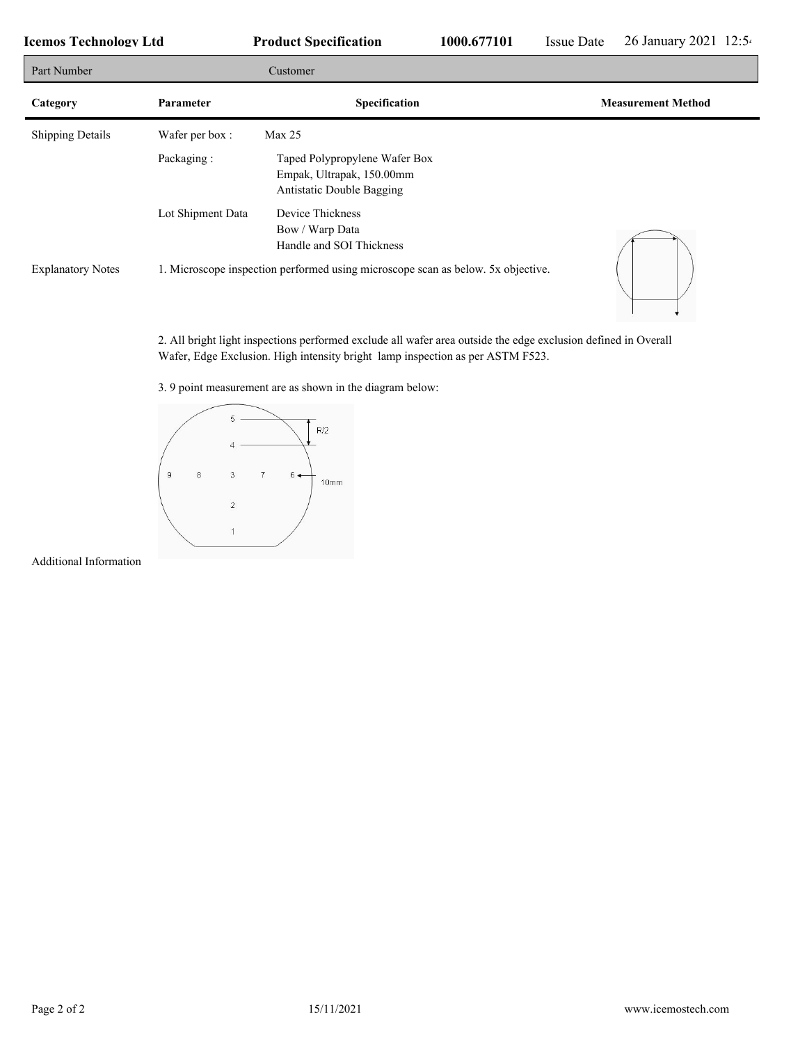| Part Number | | Customer | |
|---|---|---|---|
| **Category** | **Parameter** | **Specification** | **Measurement Method** |
| Shipping Details | Wafer per box : | Max 25 | |
| | Packaging : | Taped Polypropylene Wafer Box<br>Empak, Ultrapak, 150.00mm<br>Antistatic Double Bagging | |
| | Lot Shipment Data | Device Thickness<br>Bow / Warp Data<br>Handle and SOI Thickness | |

Explanatory Notes

1. Microscope inspection performed using microscope scan as below. 5x objective.

2. All bright light inspections performed exclude all wafer area outside the edge exclusion defined in Overall Wafer, Edge Exclusion. High intensity bright lamp inspection as per ASTM F523.

3. 9 point measurement are as shown in the diagram below:

5
R/2
4
9 8 3 7 6
10mm
2
1

Additional Information